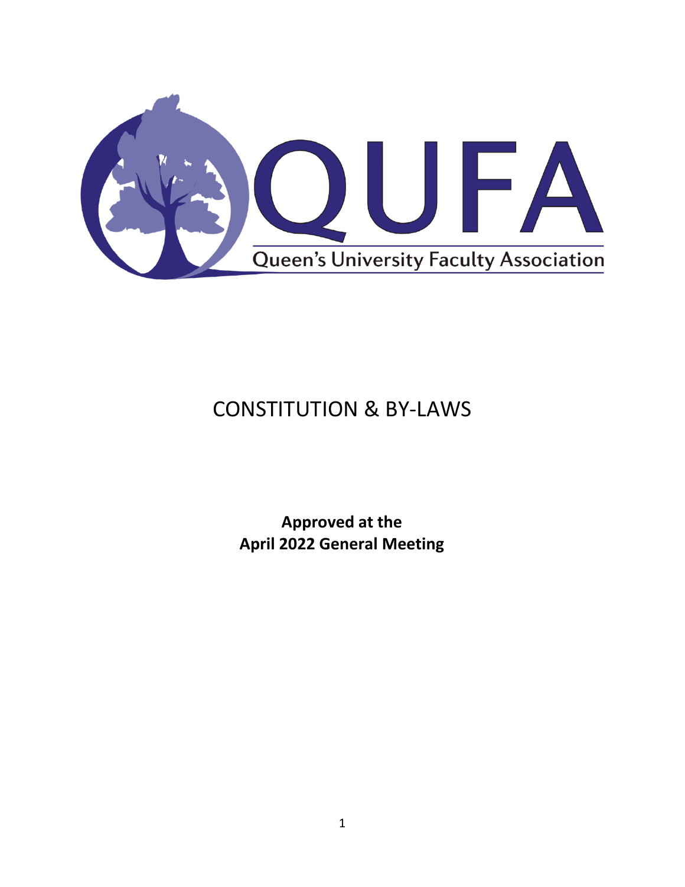QUFA

Queen's University Faculty Association

# CONSTITUTION & BY-LAWS

**Approved at the April 2022 General Meeting**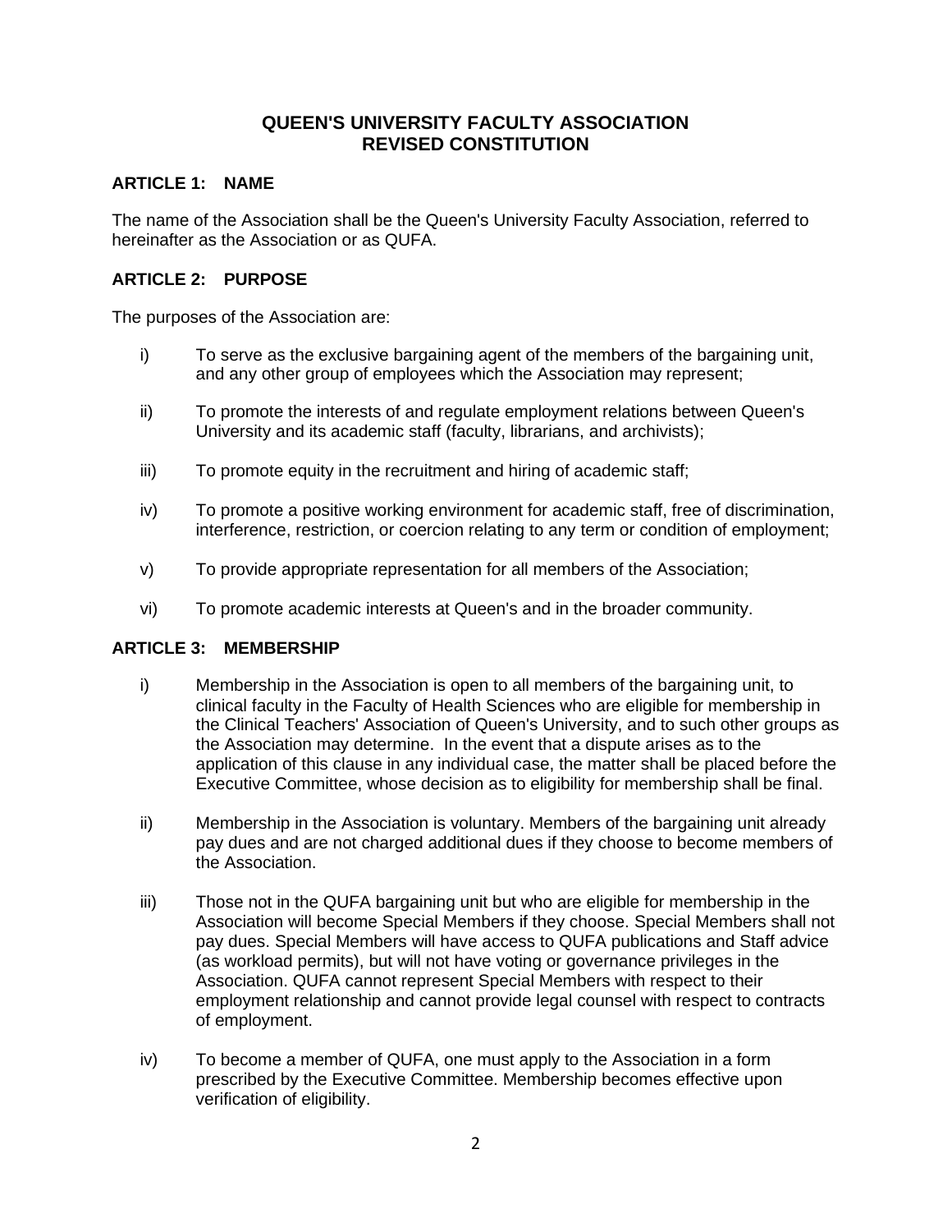# QUEEN'S UNIVERSITY FACULTY ASSOCIATION
# REVISED CONSTITUTION

## ARTICLE 1: NAME

The name of the Association shall be the Queen's University Faculty Association, referred to hereinafter as the Association or as QUFA.

## ARTICLE 2: PURPOSE

The purposes of the Association are:

i) To serve as the exclusive bargaining agent of the members of the bargaining unit, and any other group of employees which the Association may represent;

ii) To promote the interests of and regulate employment relations between Queen's University and its academic staff (faculty, librarians, and archivists);

iii) To promote equity in the recruitment and hiring of academic staff;

iv) To promote a positive working environment for academic staff, free of discrimination, interference, restriction, or coercion relating to any term or condition of employment;

v) To provide appropriate representation for all members of the Association;

vi) To promote academic interests at Queen's and in the broader community.

## ARTICLE 3: MEMBERSHIP

i) Membership in the Association is open to all members of the bargaining unit, to clinical faculty in the Faculty of Health Sciences who are eligible for membership in the Clinical Teachers' Association of Queen's University, and to such other groups as the Association may determine. In the event that a dispute arises as to the application of this clause in any individual case, the matter shall be placed before the Executive Committee, whose decision as to eligibility for membership shall be final.

ii) Membership in the Association is voluntary. Members of the bargaining unit already pay dues and are not charged additional dues if they choose to become members of the Association.

iii) Those not in the QUFA bargaining unit but who are eligible for membership in the Association will become Special Members if they choose. Special Members shall not pay dues. Special Members will have access to QUFA publications and Staff advice (as workload permits), but will not have voting or governance privileges in the Association. QUFA cannot represent Special Members with respect to their employment relationship and cannot provide legal counsel with respect to contracts of employment.

iv) To become a member of QUFA, one must apply to the Association in a form prescribed by the Executive Committee. Membership becomes effective upon verification of eligibility.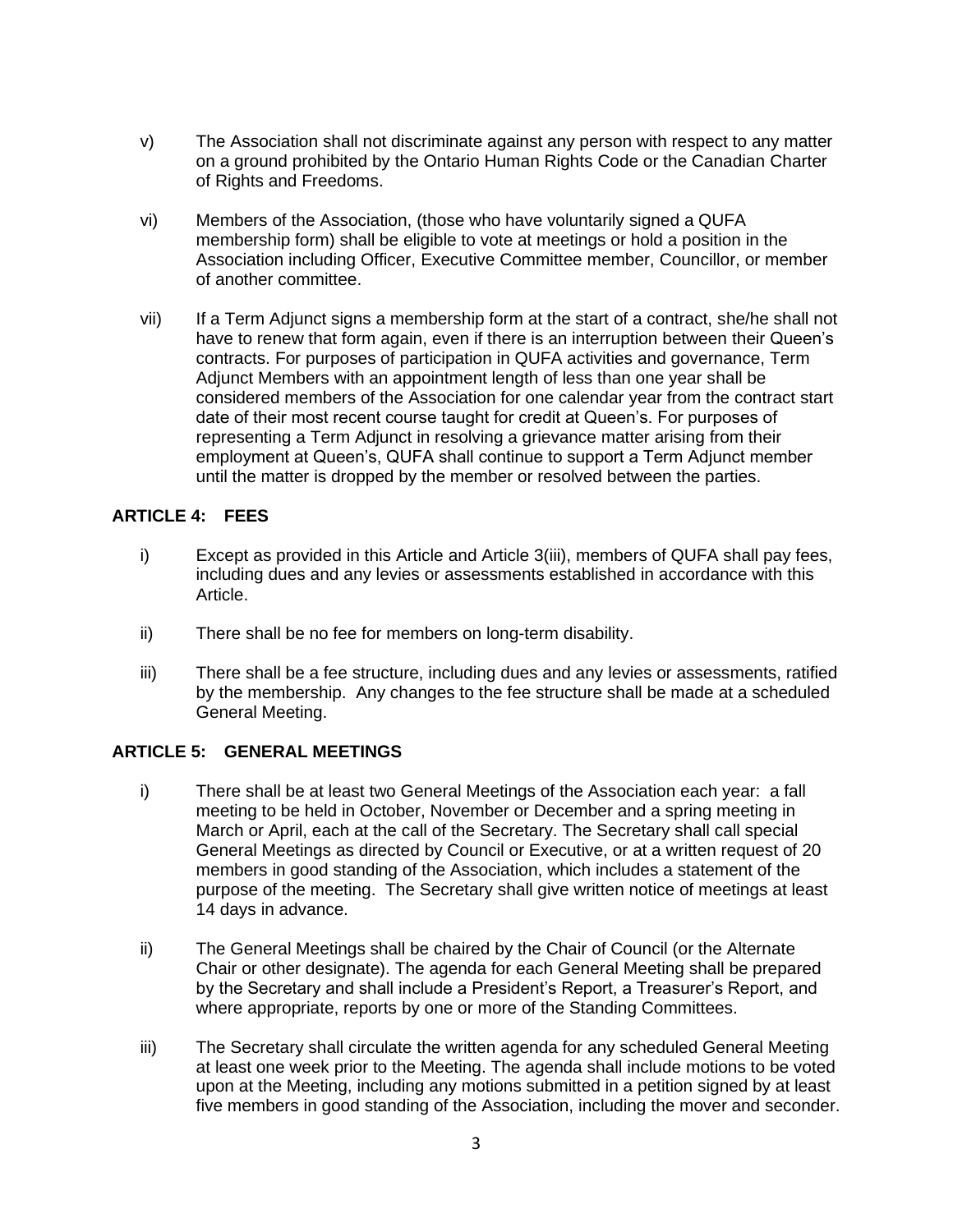v) The Association shall not discriminate against any person with respect to any matter on a ground prohibited by the Ontario Human Rights Code or the Canadian Charter of Rights and Freedoms.

vi) Members of the Association, (those who have voluntarily signed a QUFA membership form) shall be eligible to vote at meetings or hold a position in the Association including Officer, Executive Committee member, Councillor, or member of another committee.

vii) If a Term Adjunct signs a membership form at the start of a contract, she/he shall not have to renew that form again, even if there is an interruption between their Queen's contracts. For purposes of participation in QUFA activities and governance, Term Adjunct Members with an appointment length of less than one year shall be considered members of the Association for one calendar year from the contract start date of their most recent course taught for credit at Queen's. For purposes of representing a Term Adjunct in resolving a grievance matter arising from their employment at Queen's, QUFA shall continue to support a Term Adjunct member until the matter is dropped by the member or resolved between the parties.

## ARTICLE 4: FEES

i) Except as provided in this Article and Article 3(iii), members of QUFA shall pay fees, including dues and any levies or assessments established in accordance with this Article.

ii) There shall be no fee for members on long-term disability.

iii) There shall be a fee structure, including dues and any levies or assessments, ratified by the membership. Any changes to the fee structure shall be made at a scheduled General Meeting.

## ARTICLE 5: GENERAL MEETINGS

i) There shall be at least two General Meetings of the Association each year: a fall meeting to be held in October, November or December and a spring meeting in March or April, each at the call of the Secretary. The Secretary shall call special General Meetings as directed by Council or Executive, or at a written request of 20 members in good standing of the Association, which includes a statement of the purpose of the meeting. The Secretary shall give written notice of meetings at least 14 days in advance.

ii) The General Meetings shall be chaired by the Chair of Council (or the Alternate Chair or other designate). The agenda for each General Meeting shall be prepared by the Secretary and shall include a President's Report, a Treasurer's Report, and where appropriate, reports by one or more of the Standing Committees.

iii) The Secretary shall circulate the written agenda for any scheduled General Meeting at least one week prior to the Meeting. The agenda shall include motions to be voted upon at the Meeting, including any motions submitted in a petition signed by at least five members in good standing of the Association, including the mover and seconder.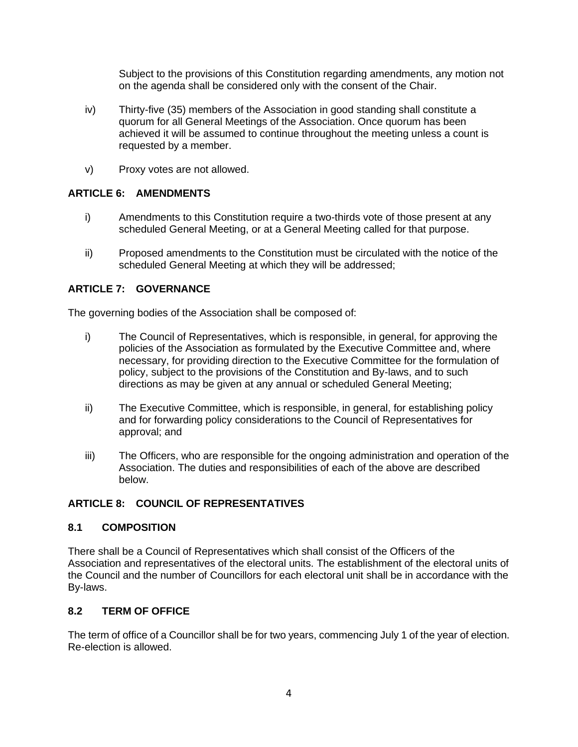Subject to the provisions of this Constitution regarding amendments, any motion not on the agenda shall be considered only with the consent of the Chair.

iv) Thirty-five (35) members of the Association in good standing shall constitute a quorum for all General Meetings of the Association. Once quorum has been achieved it will be assumed to continue throughout the meeting unless a count is requested by a member.

v) Proxy votes are not allowed.

## ARTICLE 6: AMENDMENTS

i) Amendments to this Constitution require a two-thirds vote of those present at any scheduled General Meeting, or at a General Meeting called for that purpose.

ii) Proposed amendments to the Constitution must be circulated with the notice of the scheduled General Meeting at which they will be addressed;

## ARTICLE 7: GOVERNANCE

The governing bodies of the Association shall be composed of:

i) The Council of Representatives, which is responsible, in general, for approving the policies of the Association as formulated by the Executive Committee and, where necessary, for providing direction to the Executive Committee for the formulation of policy, subject to the provisions of the Constitution and By-laws, and to such directions as may be given at any annual or scheduled General Meeting;

ii) The Executive Committee, which is responsible, in general, for establishing policy and for forwarding policy considerations to the Council of Representatives for approval; and

iii) The Officers, who are responsible for the ongoing administration and operation of the Association. The duties and responsibilities of each of the above are described below.

## ARTICLE 8: COUNCIL OF REPRESENTATIVES

### 8.1 COMPOSITION

There shall be a Council of Representatives which shall consist of the Officers of the Association and representatives of the electoral units. The establishment of the electoral units of the Council and the number of Councillors for each electoral unit shall be in accordance with the By-laws.

### 8.2 TERM OF OFFICE

The term of office of a Councillor shall be for two years, commencing July 1 of the year of election. Re-election is allowed.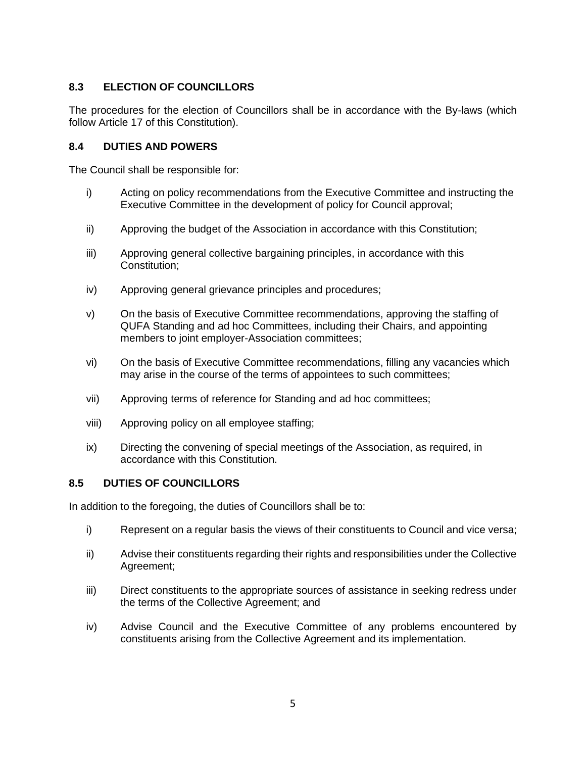### 8.3 ELECTION OF COUNCILLORS

The procedures for the election of Councillors shall be in accordance with the By-laws (which follow Article 17 of this Constitution).

### 8.4 DUTIES AND POWERS

The Council shall be responsible for:

- i) Acting on policy recommendations from the Executive Committee and instructing the Executive Committee in the development of policy for Council approval;
- ii) Approving the budget of the Association in accordance with this Constitution;
- iii) Approving general collective bargaining principles, in accordance with this Constitution;
- iv) Approving general grievance principles and procedures;
- v) On the basis of Executive Committee recommendations, approving the staffing of QUFA Standing and ad hoc Committees, including their Chairs, and appointing members to joint employer-Association committees;
- vi) On the basis of Executive Committee recommendations, filling any vacancies which may arise in the course of the terms of appointees to such committees;
- vii) Approving terms of reference for Standing and ad hoc committees;
- viii) Approving policy on all employee staffing;
- ix) Directing the convening of special meetings of the Association, as required, in accordance with this Constitution.

### 8.5 DUTIES OF COUNCILLORS

In addition to the foregoing, the duties of Councillors shall be to:

- i) Represent on a regular basis the views of their constituents to Council and vice versa;
- ii) Advise their constituents regarding their rights and responsibilities under the Collective Agreement;
- iii) Direct constituents to the appropriate sources of assistance in seeking redress under the terms of the Collective Agreement; and
- iv) Advise Council and the Executive Committee of any problems encountered by constituents arising from the Collective Agreement and its implementation.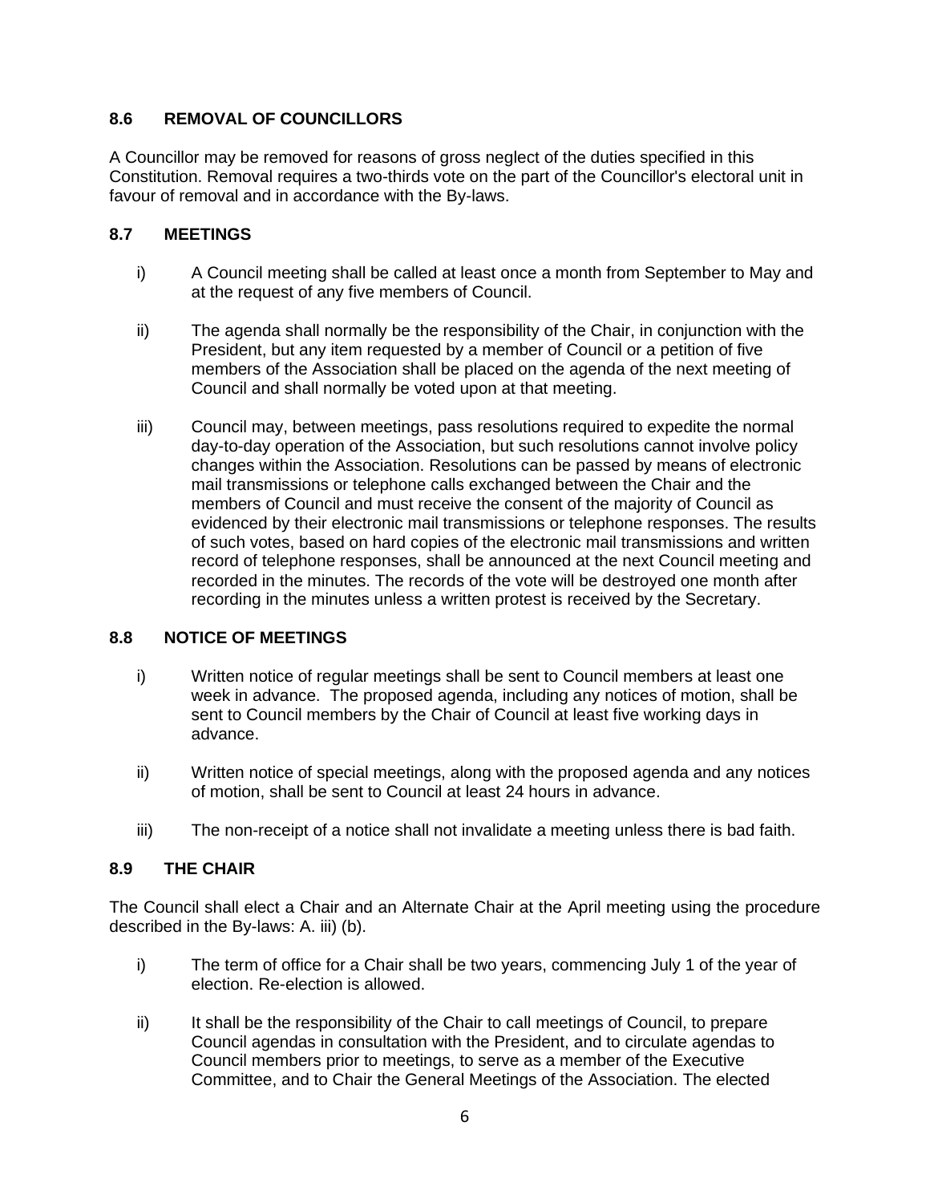### 8.6 REMOVAL OF COUNCILLORS

A Councillor may be removed for reasons of gross neglect of the duties specified in this Constitution. Removal requires a two-thirds vote on the part of the Councillor's electoral unit in favour of removal and in accordance with the By-laws.

### 8.7 MEETINGS

i) A Council meeting shall be called at least once a month from September to May and at the request of any five members of Council.

ii) The agenda shall normally be the responsibility of the Chair, in conjunction with the President, but any item requested by a member of Council or a petition of five members of the Association shall be placed on the agenda of the next meeting of Council and shall normally be voted upon at that meeting.

iii) Council may, between meetings, pass resolutions required to expedite the normal day-to-day operation of the Association, but such resolutions cannot involve policy changes within the Association. Resolutions can be passed by means of electronic mail transmissions or telephone calls exchanged between the Chair and the members of Council and must receive the consent of the majority of Council as evidenced by their electronic mail transmissions or telephone responses. The results of such votes, based on hard copies of the electronic mail transmissions and written record of telephone responses, shall be announced at the next Council meeting and recorded in the minutes. The records of the vote will be destroyed one month after recording in the minutes unless a written protest is received by the Secretary.

### 8.8 NOTICE OF MEETINGS

i) Written notice of regular meetings shall be sent to Council members at least one week in advance. The proposed agenda, including any notices of motion, shall be sent to Council members by the Chair of Council at least five working days in advance.

ii) Written notice of special meetings, along with the proposed agenda and any notices of motion, shall be sent to Council at least 24 hours in advance.

iii) The non-receipt of a notice shall not invalidate a meeting unless there is bad faith.

### 8.9 THE CHAIR

The Council shall elect a Chair and an Alternate Chair at the April meeting using the procedure described in the By-laws: A. iii) (b).

i) The term of office for a Chair shall be two years, commencing July 1 of the year of election. Re-election is allowed.

ii) It shall be the responsibility of the Chair to call meetings of Council, to prepare Council agendas in consultation with the President, and to circulate agendas to Council members prior to meetings, to serve as a member of the Executive Committee, and to Chair the General Meetings of the Association. The elected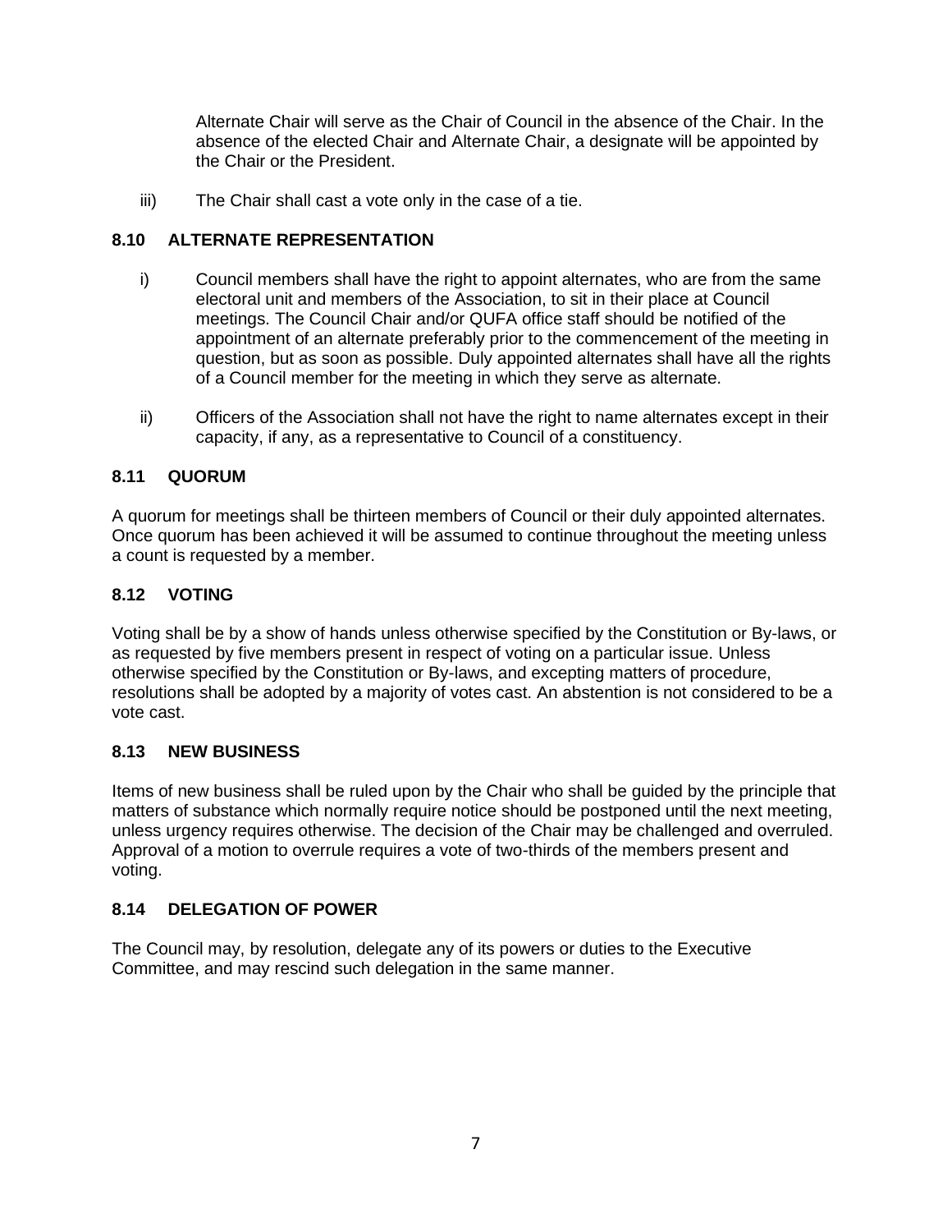Alternate Chair will serve as the Chair of Council in the absence of the Chair. In the absence of the elected Chair and Alternate Chair, a designate will be appointed by the Chair or the President.

iii) The Chair shall cast a vote only in the case of a tie.

### 8.10 ALTERNATE REPRESENTATION

i) Council members shall have the right to appoint alternates, who are from the same electoral unit and members of the Association, to sit in their place at Council meetings. The Council Chair and/or QUFA office staff should be notified of the appointment of an alternate preferably prior to the commencement of the meeting in question, but as soon as possible. Duly appointed alternates shall have all the rights of a Council member for the meeting in which they serve as alternate.

ii) Officers of the Association shall not have the right to name alternates except in their capacity, if any, as a representative to Council of a constituency.

### 8.11 QUORUM

A quorum for meetings shall be thirteen members of Council or their duly appointed alternates. Once quorum has been achieved it will be assumed to continue throughout the meeting unless a count is requested by a member.

### 8.12 VOTING

Voting shall be by a show of hands unless otherwise specified by the Constitution or By-laws, or as requested by five members present in respect of voting on a particular issue. Unless otherwise specified by the Constitution or By-laws, and excepting matters of procedure, resolutions shall be adopted by a majority of votes cast. An abstention is not considered to be a vote cast.

### 8.13 NEW BUSINESS

Items of new business shall be ruled upon by the Chair who shall be guided by the principle that matters of substance which normally require notice should be postponed until the next meeting, unless urgency requires otherwise. The decision of the Chair may be challenged and overruled. Approval of a motion to overrule requires a vote of two-thirds of the members present and voting.

### 8.14 DELEGATION OF POWER

The Council may, by resolution, delegate any of its powers or duties to the Executive Committee, and may rescind such delegation in the same manner.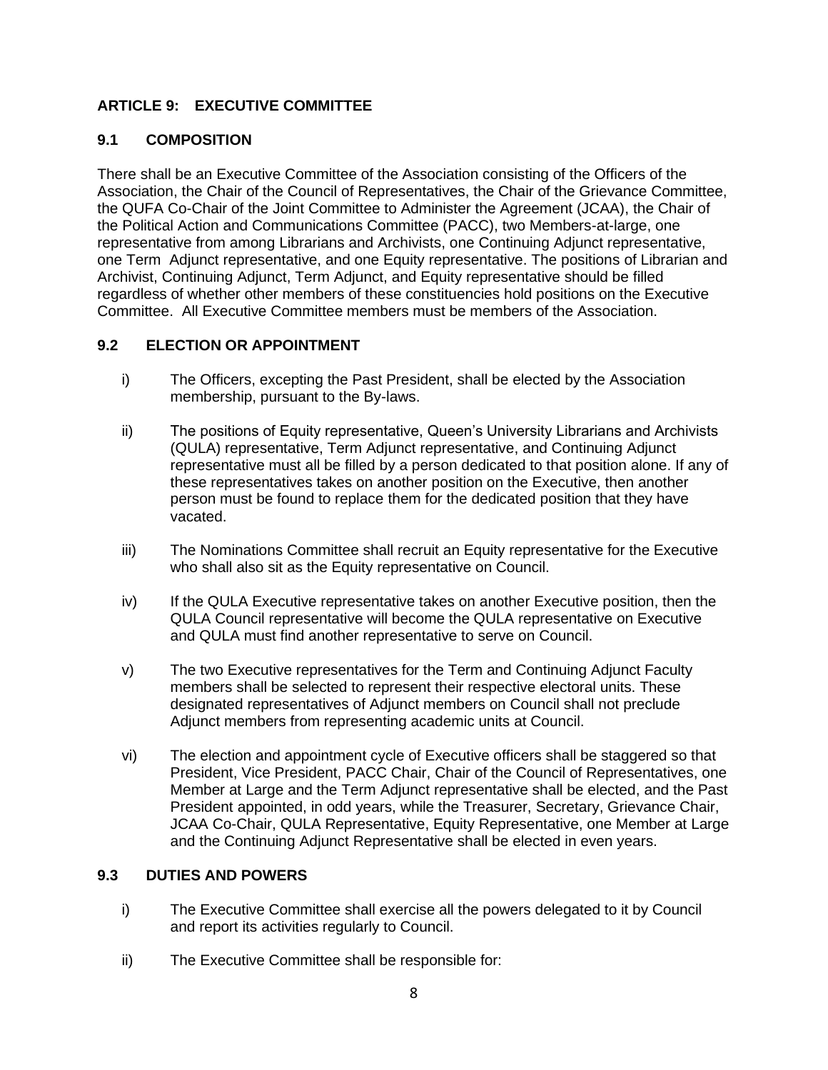## ARTICLE 9: EXECUTIVE COMMITTEE

### 9.1 COMPOSITION

There shall be an Executive Committee of the Association consisting of the Officers of the Association, the Chair of the Council of Representatives, the Chair of the Grievance Committee, the QUFA Co-Chair of the Joint Committee to Administer the Agreement (JCAA), the Chair of the Political Action and Communications Committee (PACC), two Members-at-large, one representative from among Librarians and Archivists, one Continuing Adjunct representative, one Term Adjunct representative, and one Equity representative. The positions of Librarian and Archivist, Continuing Adjunct, Term Adjunct, and Equity representative should be filled regardless of whether other members of these constituencies hold positions on the Executive Committee. All Executive Committee members must be members of the Association.

### 9.2 ELECTION OR APPOINTMENT

i) The Officers, excepting the Past President, shall be elected by the Association membership, pursuant to the By-laws.

ii) The positions of Equity representative, Queen's University Librarians and Archivists (QULA) representative, Term Adjunct representative, and Continuing Adjunct representative must all be filled by a person dedicated to that position alone. If any of these representatives takes on another position on the Executive, then another person must be found to replace them for the dedicated position that they have vacated.

iii) The Nominations Committee shall recruit an Equity representative for the Executive who shall also sit as the Equity representative on Council.

iv) If the QULA Executive representative takes on another Executive position, then the QULA Council representative will become the QULA representative on Executive and QULA must find another representative to serve on Council.

v) The two Executive representatives for the Term and Continuing Adjunct Faculty members shall be selected to represent their respective electoral units. These designated representatives of Adjunct members on Council shall not preclude Adjunct members from representing academic units at Council.

vi) The election and appointment cycle of Executive officers shall be staggered so that President, Vice President, PACC Chair, Chair of the Council of Representatives, one Member at Large and the Term Adjunct representative shall be elected, and the Past President appointed, in odd years, while the Treasurer, Secretary, Grievance Chair, JCAA Co-Chair, QULA Representative, Equity Representative, one Member at Large and the Continuing Adjunct Representative shall be elected in even years.

### 9.3 DUTIES AND POWERS

i) The Executive Committee shall exercise all the powers delegated to it by Council and report its activities regularly to Council.

ii) The Executive Committee shall be responsible for: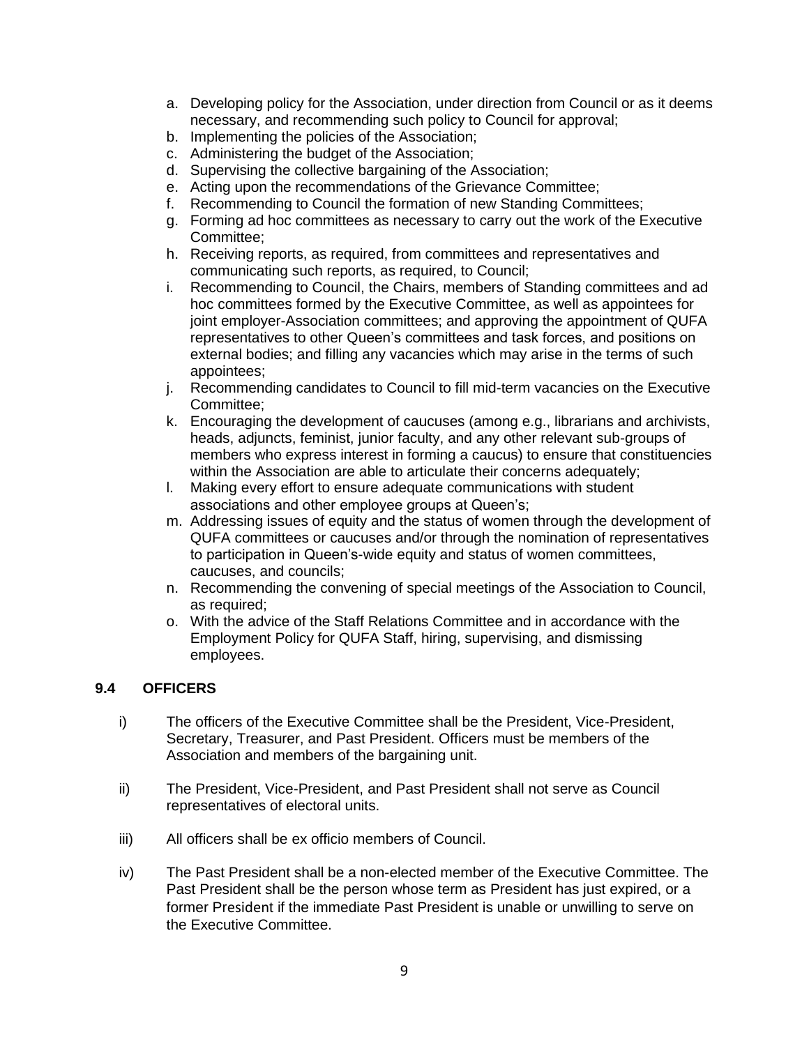a. Developing policy for the Association, under direction from Council or as it deems necessary, and recommending such policy to Council for approval;
b. Implementing the policies of the Association;
c. Administering the budget of the Association;
d. Supervising the collective bargaining of the Association;
e. Acting upon the recommendations of the Grievance Committee;
f. Recommending to Council the formation of new Standing Committees;
g. Forming ad hoc committees as necessary to carry out the work of the Executive Committee;
h. Receiving reports, as required, from committees and representatives and communicating such reports, as required, to Council;
i. Recommending to Council, the Chairs, members of Standing committees and ad hoc committees formed by the Executive Committee, as well as appointees for joint employer-Association committees; and approving the appointment of QUFA representatives to other Queen's committees and task forces, and positions on external bodies; and filling any vacancies which may arise in the terms of such appointees;
j. Recommending candidates to Council to fill mid-term vacancies on the Executive Committee;
k. Encouraging the development of caucuses (among e.g., librarians and archivists, heads, adjuncts, feminist, junior faculty, and any other relevant sub-groups of members who express interest in forming a caucus) to ensure that constituencies within the Association are able to articulate their concerns adequately;
l. Making every effort to ensure adequate communications with student associations and other employee groups at Queen's;
m. Addressing issues of equity and the status of women through the development of QUFA committees or caucuses and/or through the nomination of representatives to participation in Queen's-wide equity and status of women committees, caucuses, and councils;
n. Recommending the convening of special meetings of the Association to Council, as required;
o. With the advice of the Staff Relations Committee and in accordance with the Employment Policy for QUFA Staff, hiring, supervising, and dismissing employees.

### 9.4 OFFICERS

i) The officers of the Executive Committee shall be the President, Vice-President, Secretary, Treasurer, and Past President. Officers must be members of the Association and members of the bargaining unit.

ii) The President, Vice-President, and Past President shall not serve as Council representatives of electoral units.

iii) All officers shall be ex officio members of Council.

iv) The Past President shall be a non-elected member of the Executive Committee. The Past President shall be the person whose term as President has just expired, or a former President if the immediate Past President is unable or unwilling to serve on the Executive Committee.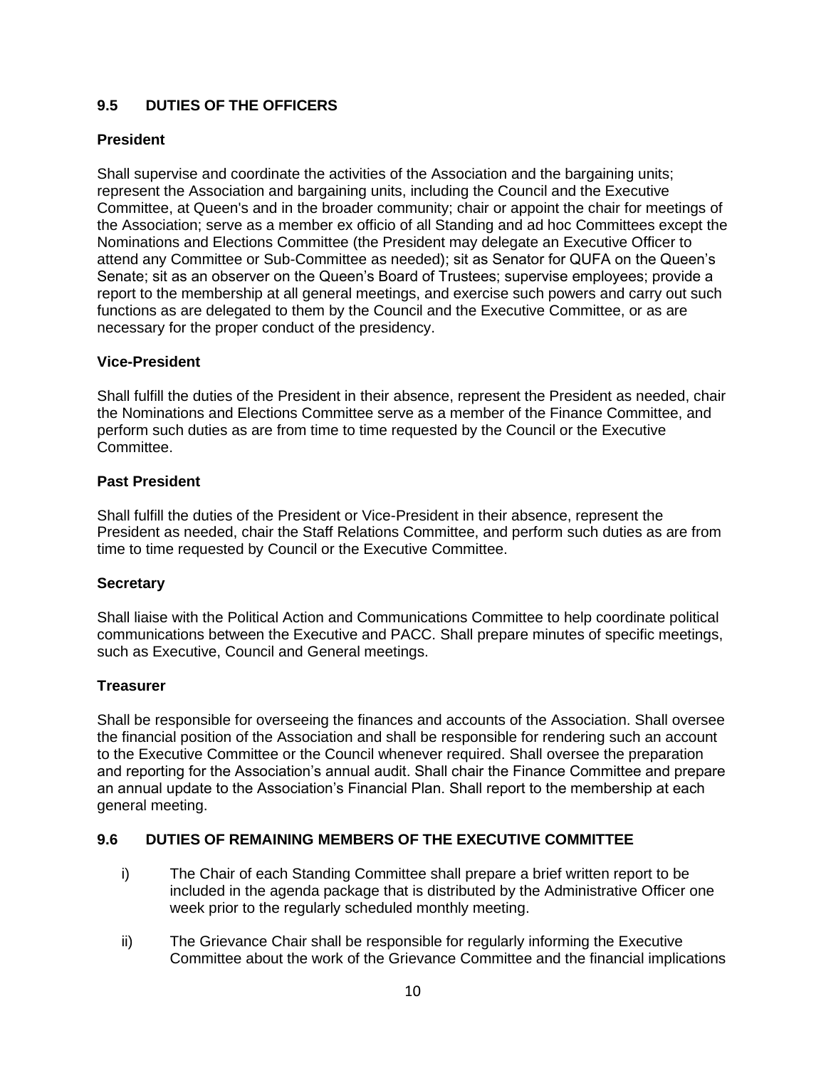## 9.5 DUTIES OF THE OFFICERS

### President

Shall supervise and coordinate the activities of the Association and the bargaining units; represent the Association and bargaining units, including the Council and the Executive Committee, at Queen's and in the broader community; chair or appoint the chair for meetings of the Association; serve as a member ex officio of all Standing and ad hoc Committees except the Nominations and Elections Committee (the President may delegate an Executive Officer to attend any Committee or Sub-Committee as needed); sit as Senator for QUFA on the Queen's Senate; sit as an observer on the Queen's Board of Trustees; supervise employees; provide a report to the membership at all general meetings, and exercise such powers and carry out such functions as are delegated to them by the Council and the Executive Committee, or as are necessary for the proper conduct of the presidency.

### Vice-President

Shall fulfill the duties of the President in their absence, represent the President as needed, chair the Nominations and Elections Committee serve as a member of the Finance Committee, and perform such duties as are from time to time requested by the Council or the Executive Committee.

### Past President

Shall fulfill the duties of the President or Vice-President in their absence, represent the President as needed, chair the Staff Relations Committee, and perform such duties as are from time to time requested by Council or the Executive Committee.

### Secretary

Shall liaise with the Political Action and Communications Committee to help coordinate political communications between the Executive and PACC. Shall prepare minutes of specific meetings, such as Executive, Council and General meetings.

### Treasurer

Shall be responsible for overseeing the finances and accounts of the Association. Shall oversee the financial position of the Association and shall be responsible for rendering such an account to the Executive Committee or the Council whenever required. Shall oversee the preparation and reporting for the Association's annual audit. Shall chair the Finance Committee and prepare an annual update to the Association's Financial Plan. Shall report to the membership at each general meeting.

## 9.6 DUTIES OF REMAINING MEMBERS OF THE EXECUTIVE COMMITTEE

i) The Chair of each Standing Committee shall prepare a brief written report to be included in the agenda package that is distributed by the Administrative Officer one week prior to the regularly scheduled monthly meeting.

ii) The Grievance Chair shall be responsible for regularly informing the Executive Committee about the work of the Grievance Committee and the financial implications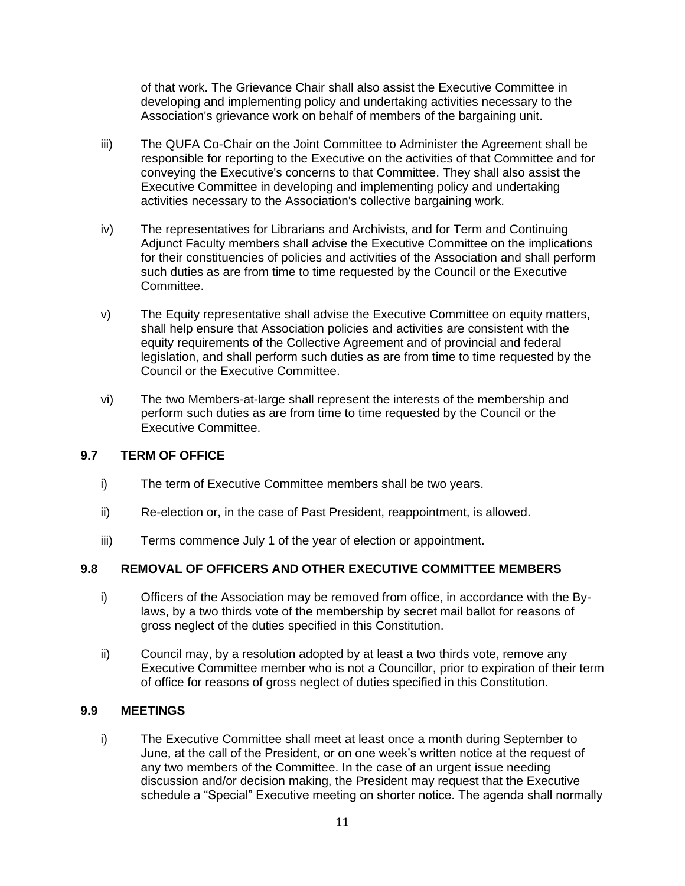of that work. The Grievance Chair shall also assist the Executive Committee in developing and implementing policy and undertaking activities necessary to the Association's grievance work on behalf of members of the bargaining unit.

iii) The QUFA Co-Chair on the Joint Committee to Administer the Agreement shall be responsible for reporting to the Executive on the activities of that Committee and for conveying the Executive's concerns to that Committee. They shall also assist the Executive Committee in developing and implementing policy and undertaking activities necessary to the Association's collective bargaining work.

iv) The representatives for Librarians and Archivists, and for Term and Continuing Adjunct Faculty members shall advise the Executive Committee on the implications for their constituencies of policies and activities of the Association and shall perform such duties as are from time to time requested by the Council or the Executive Committee.

v) The Equity representative shall advise the Executive Committee on equity matters, shall help ensure that Association policies and activities are consistent with the equity requirements of the Collective Agreement and of provincial and federal legislation, and shall perform such duties as are from time to time requested by the Council or the Executive Committee.

vi) The two Members-at-large shall represent the interests of the membership and perform such duties as are from time to time requested by the Council or the Executive Committee.

### 9.7 TERM OF OFFICE

i) The term of Executive Committee members shall be two years.

ii) Re-election or, in the case of Past President, reappointment, is allowed.

iii) Terms commence July 1 of the year of election or appointment.

### 9.8 REMOVAL OF OFFICERS AND OTHER EXECUTIVE COMMITTEE MEMBERS

i) Officers of the Association may be removed from office, in accordance with the By-laws, by a two thirds vote of the membership by secret mail ballot for reasons of gross neglect of the duties specified in this Constitution.

ii) Council may, by a resolution adopted by at least a two thirds vote, remove any Executive Committee member who is not a Councillor, prior to expiration of their term of office for reasons of gross neglect of duties specified in this Constitution.

### 9.9 MEETINGS

i) The Executive Committee shall meet at least once a month during September to June, at the call of the President, or on one week's written notice at the request of any two members of the Committee. In the case of an urgent issue needing discussion and/or decision making, the President may request that the Executive schedule a "Special" Executive meeting on shorter notice. The agenda shall normally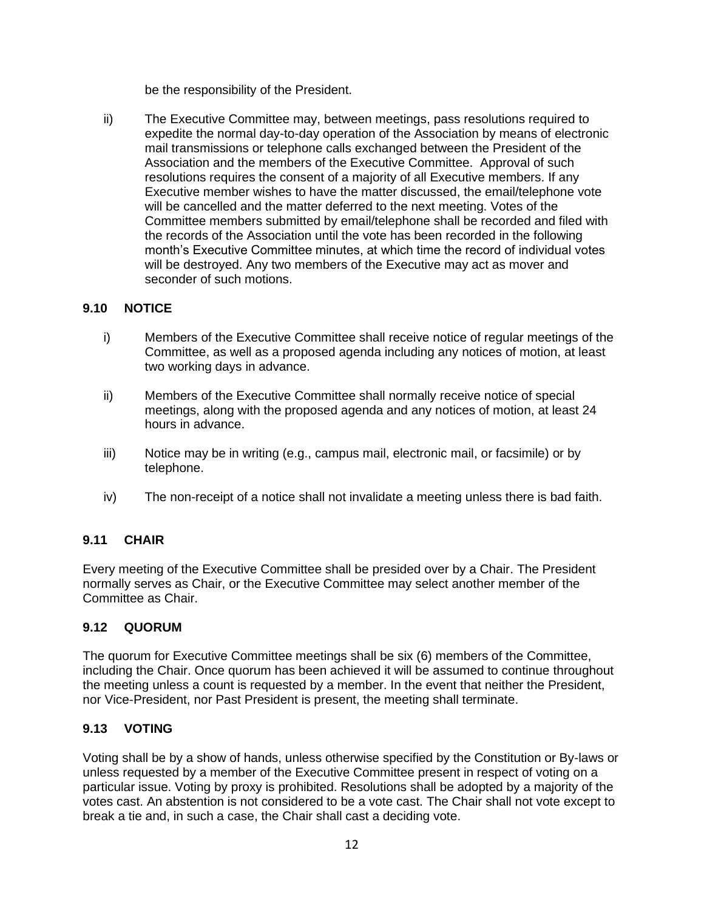be the responsibility of the President.

ii) The Executive Committee may, between meetings, pass resolutions required to expedite the normal day-to-day operation of the Association by means of electronic mail transmissions or telephone calls exchanged between the President of the Association and the members of the Executive Committee. Approval of such resolutions requires the consent of a majority of all Executive members. If any Executive member wishes to have the matter discussed, the email/telephone vote will be cancelled and the matter deferred to the next meeting. Votes of the Committee members submitted by email/telephone shall be recorded and filed with the records of the Association until the vote has been recorded in the following month's Executive Committee minutes, at which time the record of individual votes will be destroyed. Any two members of the Executive may act as mover and seconder of such motions.

### 9.10 NOTICE

i) Members of the Executive Committee shall receive notice of regular meetings of the Committee, as well as a proposed agenda including any notices of motion, at least two working days in advance.

ii) Members of the Executive Committee shall normally receive notice of special meetings, along with the proposed agenda and any notices of motion, at least 24 hours in advance.

iii) Notice may be in writing (e.g., campus mail, electronic mail, or facsimile) or by telephone.

iv) The non-receipt of a notice shall not invalidate a meeting unless there is bad faith.

### 9.11 CHAIR

Every meeting of the Executive Committee shall be presided over by a Chair. The President normally serves as Chair, or the Executive Committee may select another member of the Committee as Chair.

### 9.12 QUORUM

The quorum for Executive Committee meetings shall be six (6) members of the Committee, including the Chair. Once quorum has been achieved it will be assumed to continue throughout the meeting unless a count is requested by a member. In the event that neither the President, nor Vice-President, nor Past President is present, the meeting shall terminate.

### 9.13 VOTING

Voting shall be by a show of hands, unless otherwise specified by the Constitution or By-laws or unless requested by a member of the Executive Committee present in respect of voting on a particular issue. Voting by proxy is prohibited. Resolutions shall be adopted by a majority of the votes cast. An abstention is not considered to be a vote cast. The Chair shall not vote except to break a tie and, in such a case, the Chair shall cast a deciding vote.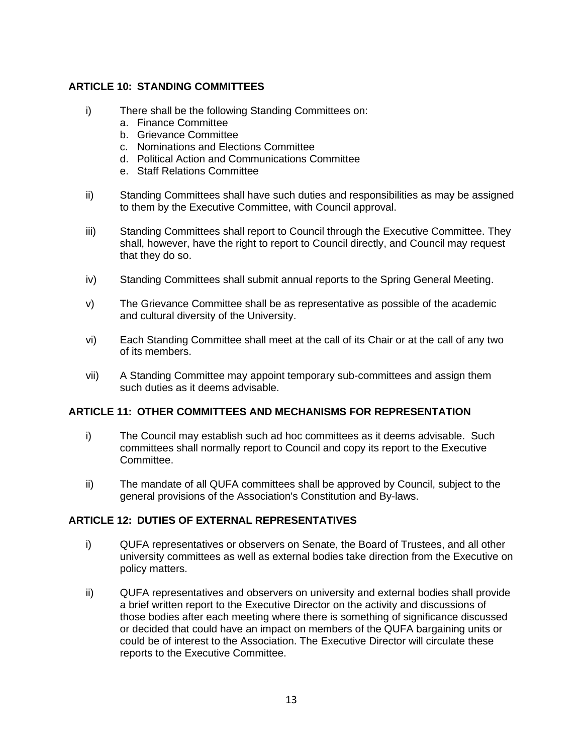## ARTICLE 10: STANDING COMMITTEES

i) There shall be the following Standing Committees on:
   a. Finance Committee
   b. Grievance Committee
   c. Nominations and Elections Committee
   d. Political Action and Communications Committee
   e. Staff Relations Committee

ii) Standing Committees shall have such duties and responsibilities as may be assigned to them by the Executive Committee, with Council approval.

iii) Standing Committees shall report to Council through the Executive Committee. They shall, however, have the right to report to Council directly, and Council may request that they do so.

iv) Standing Committees shall submit annual reports to the Spring General Meeting.

v) The Grievance Committee shall be as representative as possible of the academic and cultural diversity of the University.

vi) Each Standing Committee shall meet at the call of its Chair or at the call of any two of its members.

vii) A Standing Committee may appoint temporary sub-committees and assign them such duties as it deems advisable.

## ARTICLE 11: OTHER COMMITTEES AND MECHANISMS FOR REPRESENTATION

i) The Council may establish such ad hoc committees as it deems advisable. Such committees shall normally report to Council and copy its report to the Executive Committee.

ii) The mandate of all QUFA committees shall be approved by Council, subject to the general provisions of the Association's Constitution and By-laws.

## ARTICLE 12: DUTIES OF EXTERNAL REPRESENTATIVES

i) QUFA representatives or observers on Senate, the Board of Trustees, and all other university committees as well as external bodies take direction from the Executive on policy matters.

ii) QUFA representatives and observers on university and external bodies shall provide a brief written report to the Executive Director on the activity and discussions of those bodies after each meeting where there is something of significance discussed or decided that could have an impact on members of the QUFA bargaining units or could be of interest to the Association. The Executive Director will circulate these reports to the Executive Committee.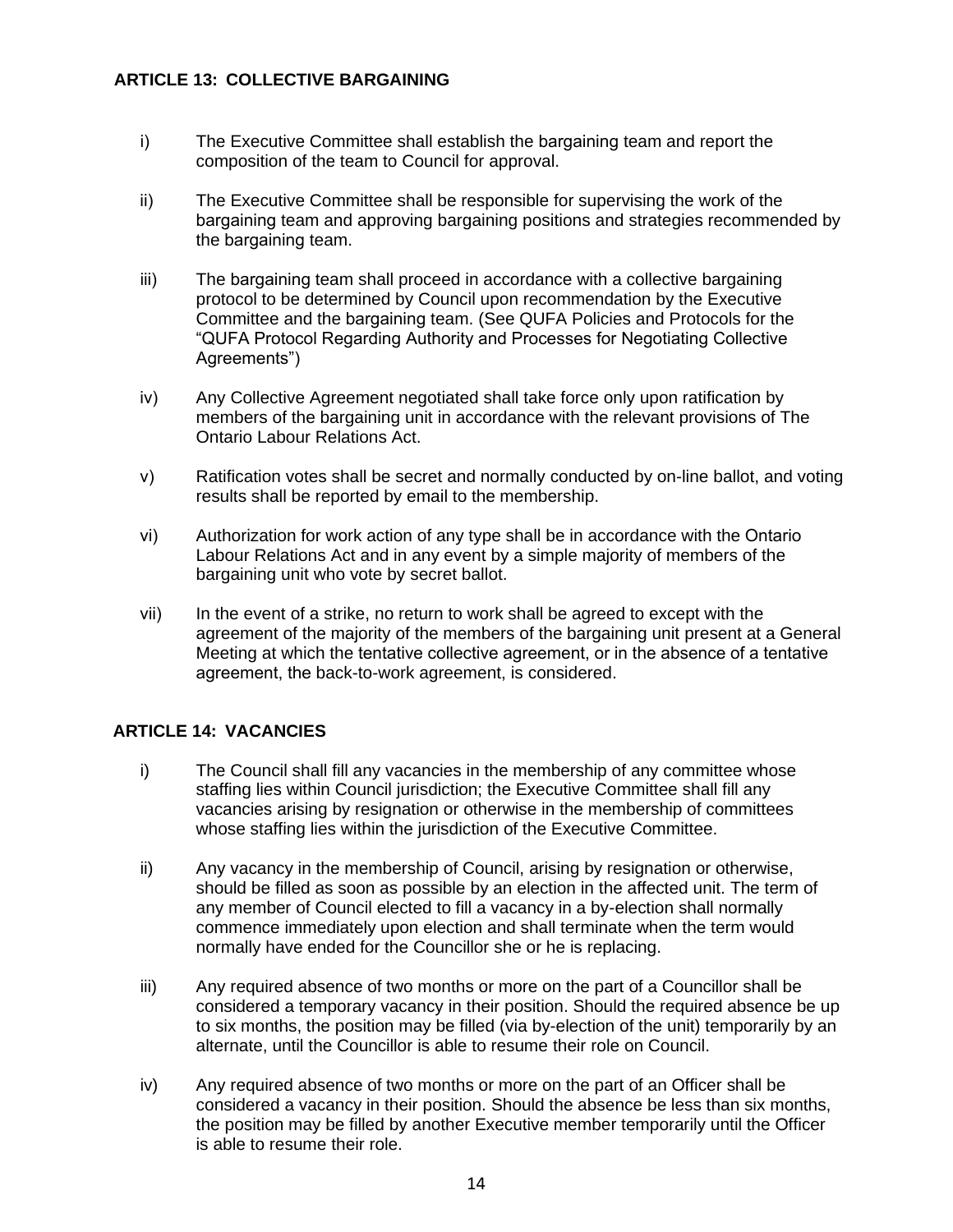## ARTICLE 13: COLLECTIVE BARGAINING

i) The Executive Committee shall establish the bargaining team and report the composition of the team to Council for approval.

ii) The Executive Committee shall be responsible for supervising the work of the bargaining team and approving bargaining positions and strategies recommended by the bargaining team.

iii) The bargaining team shall proceed in accordance with a collective bargaining protocol to be determined by Council upon recommendation by the Executive Committee and the bargaining team. (See QUFA Policies and Protocols for the "QUFA Protocol Regarding Authority and Processes for Negotiating Collective Agreements")

iv) Any Collective Agreement negotiated shall take force only upon ratification by members of the bargaining unit in accordance with the relevant provisions of The Ontario Labour Relations Act.

v) Ratification votes shall be secret and normally conducted by on-line ballot, and voting results shall be reported by email to the membership.

vi) Authorization for work action of any type shall be in accordance with the Ontario Labour Relations Act and in any event by a simple majority of members of the bargaining unit who vote by secret ballot.

vii) In the event of a strike, no return to work shall be agreed to except with the agreement of the majority of the members of the bargaining unit present at a General Meeting at which the tentative collective agreement, or in the absence of a tentative agreement, the back-to-work agreement, is considered.

## ARTICLE 14: VACANCIES

i) The Council shall fill any vacancies in the membership of any committee whose staffing lies within Council jurisdiction; the Executive Committee shall fill any vacancies arising by resignation or otherwise in the membership of committees whose staffing lies within the jurisdiction of the Executive Committee.

ii) Any vacancy in the membership of Council, arising by resignation or otherwise, should be filled as soon as possible by an election in the affected unit. The term of any member of Council elected to fill a vacancy in a by-election shall normally commence immediately upon election and shall terminate when the term would normally have ended for the Councillor she or he is replacing.

iii) Any required absence of two months or more on the part of a Councillor shall be considered a temporary vacancy in their position. Should the required absence be up to six months, the position may be filled (via by-election of the unit) temporarily by an alternate, until the Councillor is able to resume their role on Council.

iv) Any required absence of two months or more on the part of an Officer shall be considered a vacancy in their position. Should the absence be less than six months, the position may be filled by another Executive member temporarily until the Officer is able to resume their role.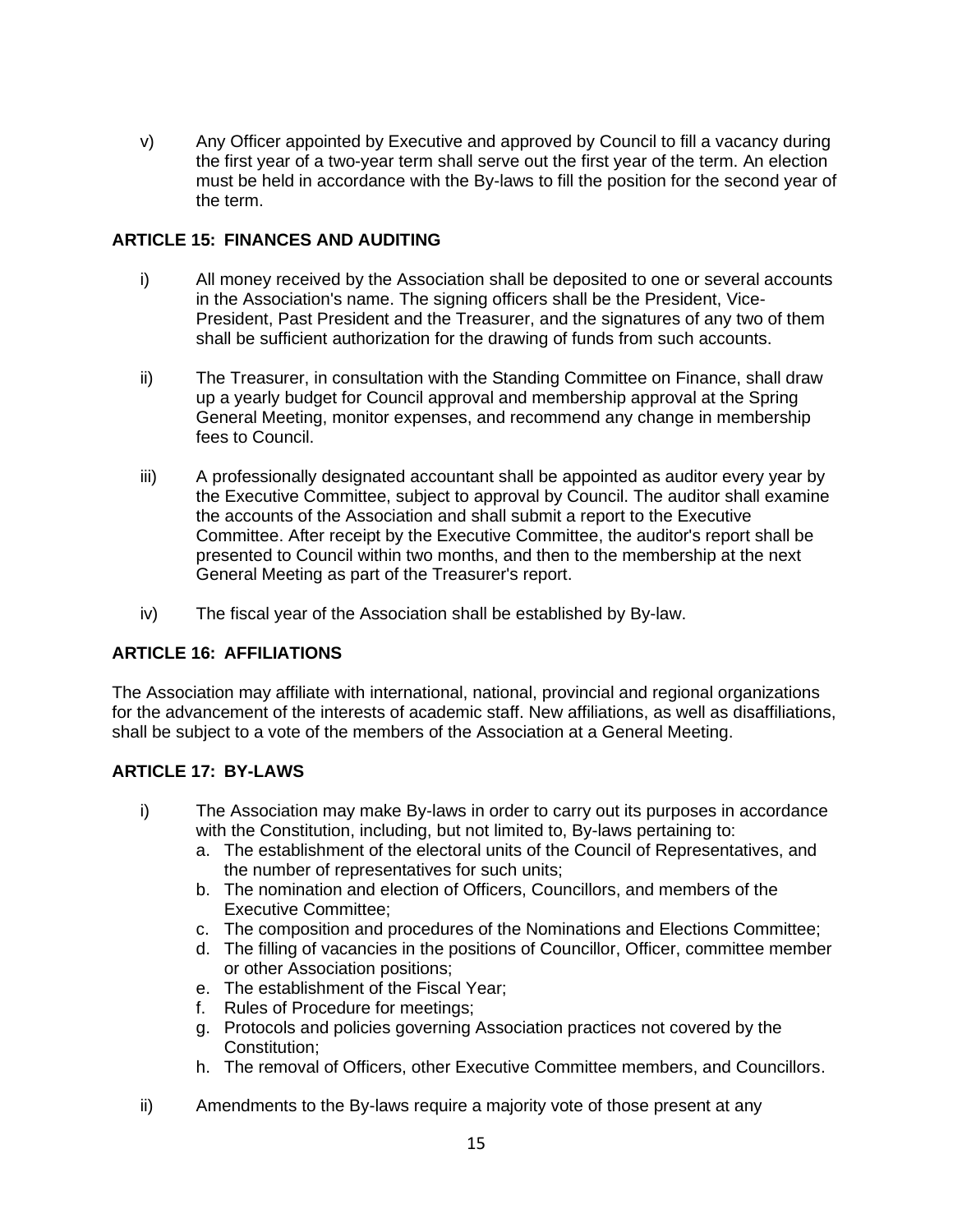v) Any Officer appointed by Executive and approved by Council to fill a vacancy during the first year of a two-year term shall serve out the first year of the term. An election must be held in accordance with the By-laws to fill the position for the second year of the term.

## ARTICLE 15: FINANCES AND AUDITING

i) All money received by the Association shall be deposited to one or several accounts in the Association's name. The signing officers shall be the President, Vice-President, Past President and the Treasurer, and the signatures of any two of them shall be sufficient authorization for the drawing of funds from such accounts.

ii) The Treasurer, in consultation with the Standing Committee on Finance, shall draw up a yearly budget for Council approval and membership approval at the Spring General Meeting, monitor expenses, and recommend any change in membership fees to Council.

iii) A professionally designated accountant shall be appointed as auditor every year by the Executive Committee, subject to approval by Council. The auditor shall examine the accounts of the Association and shall submit a report to the Executive Committee. After receipt by the Executive Committee, the auditor's report shall be presented to Council within two months, and then to the membership at the next General Meeting as part of the Treasurer's report.

iv) The fiscal year of the Association shall be established by By-law.

## ARTICLE 16: AFFILIATIONS

The Association may affiliate with international, national, provincial and regional organizations for the advancement of the interests of academic staff. New affiliations, as well as disaffiliations, shall be subject to a vote of the members of the Association at a General Meeting.

## ARTICLE 17: BY-LAWS

i) The Association may make By-laws in order to carry out its purposes in accordance with the Constitution, including, but not limited to, By-laws pertaining to:

a. The establishment of the electoral units of the Council of Representatives, and the number of representatives for such units;
b. The nomination and election of Officers, Councillors, and members of the Executive Committee;
c. The composition and procedures of the Nominations and Elections Committee;
d. The filling of vacancies in the positions of Councillor, Officer, committee member or other Association positions;
e. The establishment of the Fiscal Year;
f. Rules of Procedure for meetings;
g. Protocols and policies governing Association practices not covered by the Constitution;
h. The removal of Officers, other Executive Committee members, and Councillors.

ii) Amendments to the By-laws require a majority vote of those present at any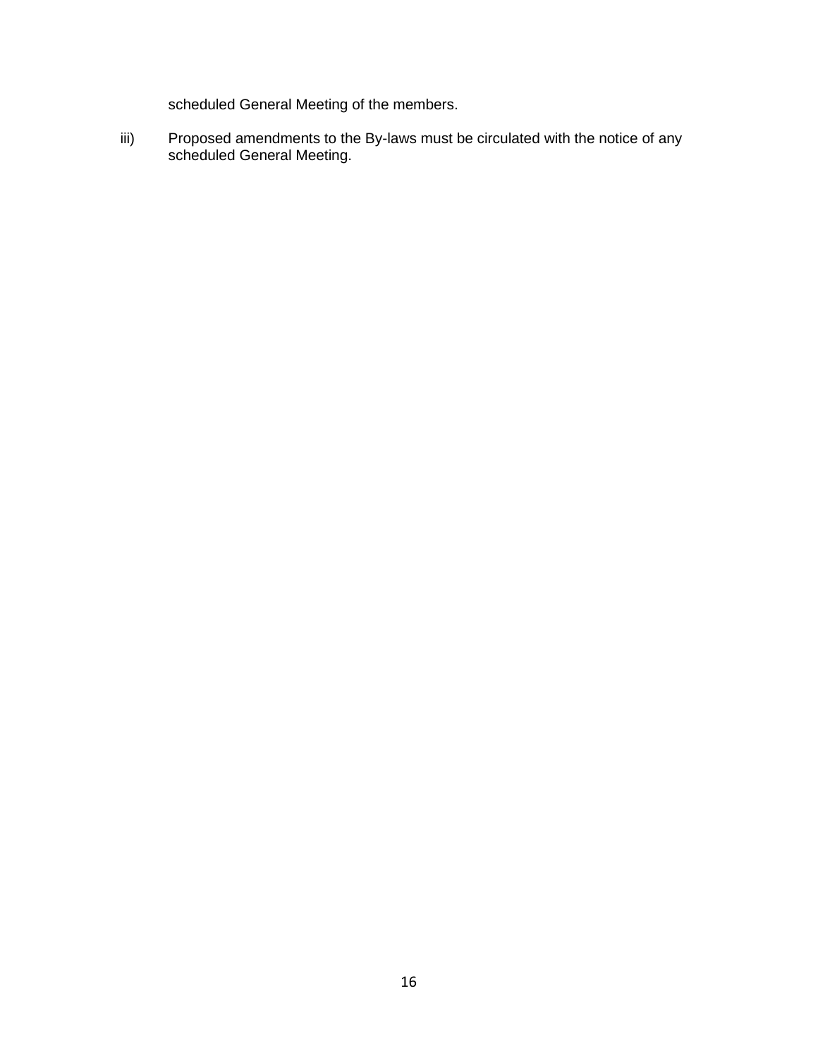scheduled General Meeting of the members.

iii) Proposed amendments to the By-laws must be circulated with the notice of any scheduled General Meeting.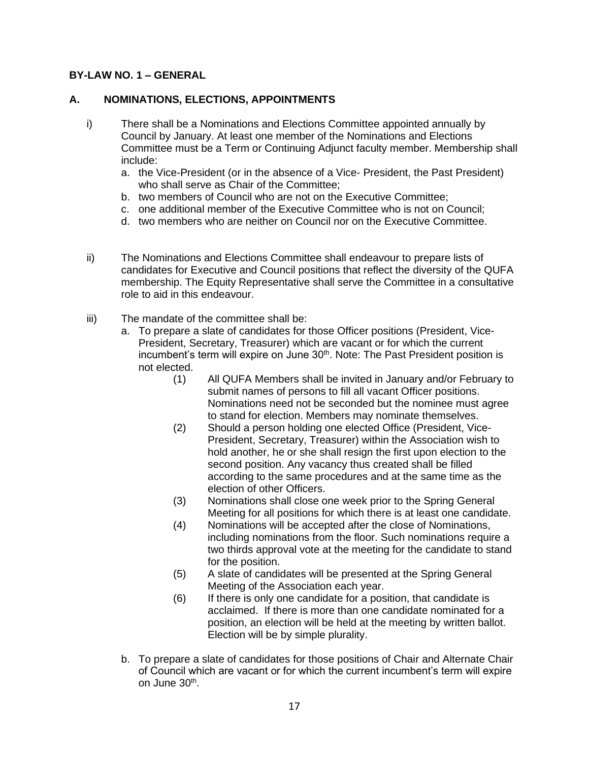**BY-LAW NO. 1 – GENERAL**

**A. NOMINATIONS, ELECTIONS, APPOINTMENTS**

i) There shall be a Nominations and Elections Committee appointed annually by Council by January. At least one member of the Nominations and Elections Committee must be a Term or Continuing Adjunct faculty member. Membership shall include:

   a. the Vice-President (or in the absence of a Vice- President, the Past President) who shall serve as Chair of the Committee;
   b. two members of Council who are not on the Executive Committee;
   c. one additional member of the Executive Committee who is not on Council;
   d. two members who are neither on Council nor on the Executive Committee.

ii) The Nominations and Elections Committee shall endeavour to prepare lists of candidates for Executive and Council positions that reflect the diversity of the QUFA membership. The Equity Representative shall serve the Committee in a consultative role to aid in this endeavour.

iii) The mandate of the committee shall be:

   a. To prepare a slate of candidates for those Officer positions (President, Vice-President, Secretary, Treasurer) which are vacant or for which the current incumbent's term will expire on June 30th. Note: The Past President position is not elected.

      (1) All QUFA Members shall be invited in January and/or February to submit names of persons to fill all vacant Officer positions. Nominations need not be seconded but the nominee must agree to stand for election. Members may nominate themselves.

      (2) Should a person holding one elected Office (President, Vice-President, Secretary, Treasurer) within the Association wish to hold another, he or she shall resign the first upon election to the second position. Any vacancy thus created shall be filled according to the same procedures and at the same time as the election of other Officers.

      (3) Nominations shall close one week prior to the Spring General Meeting for all positions for which there is at least one candidate.

      (4) Nominations will be accepted after the close of Nominations, including nominations from the floor. Such nominations require a two thirds approval vote at the meeting for the candidate to stand for the position.

      (5) A slate of candidates will be presented at the Spring General Meeting of the Association each year.

      (6) If there is only one candidate for a position, that candidate is acclaimed. If there is more than one candidate nominated for a position, an election will be held at the meeting by written ballot. Election will be by simple plurality.

   b. To prepare a slate of candidates for those positions of Chair and Alternate Chair of Council which are vacant or for which the current incumbent's term will expire on June 30th.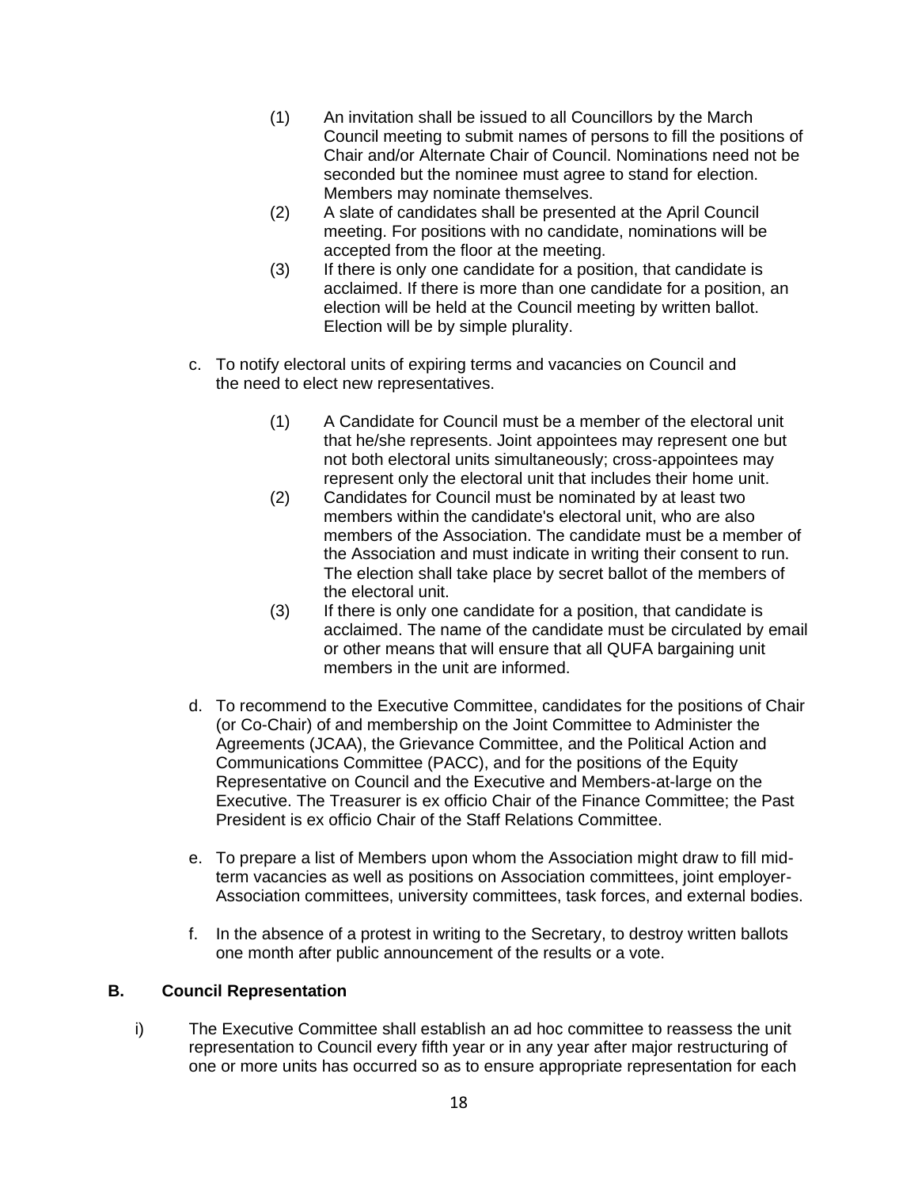(1) An invitation shall be issued to all Councillors by the March Council meeting to submit names of persons to fill the positions of Chair and/or Alternate Chair of Council. Nominations need not be seconded but the nominee must agree to stand for election. Members may nominate themselves.

(2) A slate of candidates shall be presented at the April Council meeting. For positions with no candidate, nominations will be accepted from the floor at the meeting.

(3) If there is only one candidate for a position, that candidate is acclaimed. If there is more than one candidate for a position, an election will be held at the Council meeting by written ballot. Election will be by simple plurality.

c. To notify electoral units of expiring terms and vacancies on Council and the need to elect new representatives.

(1) A Candidate for Council must be a member of the electoral unit that he/she represents. Joint appointees may represent one but not both electoral units simultaneously; cross-appointees may represent only the electoral unit that includes their home unit.

(2) Candidates for Council must be nominated by at least two members within the candidate's electoral unit, who are also members of the Association. The candidate must be a member of the Association and must indicate in writing their consent to run. The election shall take place by secret ballot of the members of the electoral unit.

(3) If there is only one candidate for a position, that candidate is acclaimed. The name of the candidate must be circulated by email or other means that will ensure that all QUFA bargaining unit members in the unit are informed.

d. To recommend to the Executive Committee, candidates for the positions of Chair (or Co-Chair) of and membership on the Joint Committee to Administer the Agreements (JCAA), the Grievance Committee, and the Political Action and Communications Committee (PACC), and for the positions of the Equity Representative on Council and the Executive and Members-at-large on the Executive. The Treasurer is ex officio Chair of the Finance Committee; the Past President is ex officio Chair of the Staff Relations Committee.

e. To prepare a list of Members upon whom the Association might draw to fill mid-term vacancies as well as positions on Association committees, joint employer-Association committees, university committees, task forces, and external bodies.

f. In the absence of a protest in writing to the Secretary, to destroy written ballots one month after public announcement of the results or a vote.

## B. Council Representation

i) The Executive Committee shall establish an ad hoc committee to reassess the unit representation to Council every fifth year or in any year after major restructuring of one or more units has occurred so as to ensure appropriate representation for each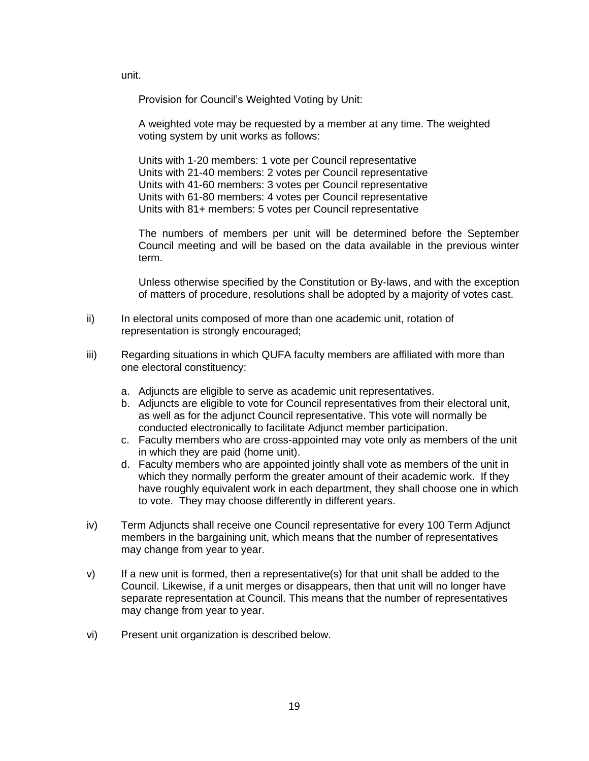unit.

Provision for Council's Weighted Voting by Unit:

A weighted vote may be requested by a member at any time. The weighted voting system by unit works as follows:

Units with 1-20 members: 1 vote per Council representative
Units with 21-40 members: 2 votes per Council representative
Units with 41-60 members: 3 votes per Council representative
Units with 61-80 members: 4 votes per Council representative
Units with 81+ members: 5 votes per Council representative

The numbers of members per unit will be determined before the September Council meeting and will be based on the data available in the previous winter term.

Unless otherwise specified by the Constitution or By-laws, and with the exception of matters of procedure, resolutions shall be adopted by a majority of votes cast.

ii) In electoral units composed of more than one academic unit, rotation of representation is strongly encouraged;

iii) Regarding situations in which QUFA faculty members are affiliated with more than one electoral constituency:

   a. Adjuncts are eligible to serve as academic unit representatives.
   b. Adjuncts are eligible to vote for Council representatives from their electoral unit, as well as for the adjunct Council representative. This vote will normally be conducted electronically to facilitate Adjunct member participation.
   c. Faculty members who are cross-appointed may vote only as members of the unit in which they are paid (home unit).
   d. Faculty members who are appointed jointly shall vote as members of the unit in which they normally perform the greater amount of their academic work. If they have roughly equivalent work in each department, they shall choose one in which to vote. They may choose differently in different years.

iv) Term Adjuncts shall receive one Council representative for every 100 Term Adjunct members in the bargaining unit, which means that the number of representatives may change from year to year.

v) If a new unit is formed, then a representative(s) for that unit shall be added to the Council. Likewise, if a unit merges or disappears, then that unit will no longer have separate representation at Council. This means that the number of representatives may change from year to year.

vi) Present unit organization is described below.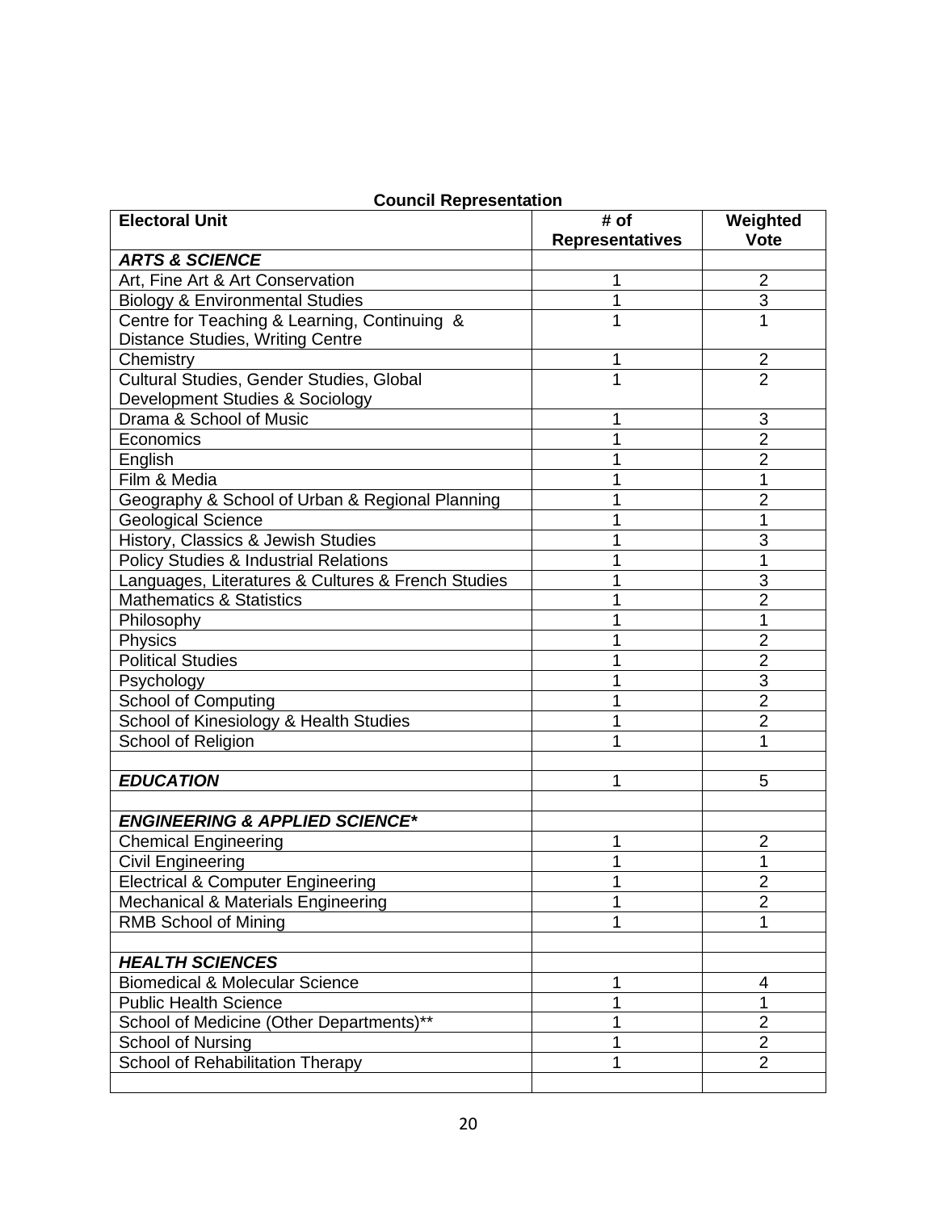**Council Representation**

| Electoral Unit | # of Representatives | Weighted Vote |
|---|---|---|
| ***ARTS & SCIENCE*** | | |
| Art, Fine Art & Art Conservation | 1 | 2 |
| Biology & Environmental Studies | 1 | 3 |
| Centre for Teaching & Learning, Continuing & Distance Studies, Writing Centre | 1 | 1 |
| Chemistry | 1 | 2 |
| Cultural Studies, Gender Studies, Global Development Studies & Sociology | 1 | 2 |
| Drama & School of Music | 1 | 3 |
| Economics | 1 | 2 |
| English | 1 | 2 |
| Film & Media | 1 | 1 |
| Geography & School of Urban & Regional Planning | 1 | 2 |
| Geological Science | 1 | 1 |
| History, Classics & Jewish Studies | 1 | 3 |
| Policy Studies & Industrial Relations | 1 | 1 |
| Languages, Literatures & Cultures & French Studies | 1 | 3 |
| Mathematics & Statistics | 1 | 2 |
| Philosophy | 1 | 1 |
| Physics | 1 | 2 |
| Political Studies | 1 | 2 |
| Psychology | 1 | 3 |
| School of Computing | 1 | 2 |
| School of Kinesiology & Health Studies | 1 | 2 |
| School of Religion | 1 | 1 |
| | | |
| ***EDUCATION*** | 1 | 5 |
| | | |
| ***ENGINEERING & APPLIED SCIENCE**** | | |
| Chemical Engineering | 1 | 2 |
| Civil Engineering | 1 | 1 |
| Electrical & Computer Engineering | 1 | 2 |
| Mechanical & Materials Engineering | 1 | 2 |
| RMB School of Mining | 1 | 1 |
| | | |
| ***HEALTH SCIENCES*** | | |
| Biomedical & Molecular Science | 1 | 4 |
| Public Health Science | 1 | 1 |
| School of Medicine (Other Departments)** | 1 | 2 |
| School of Nursing | 1 | 2 |
| School of Rehabilitation Therapy | 1 | 2 |
| | | |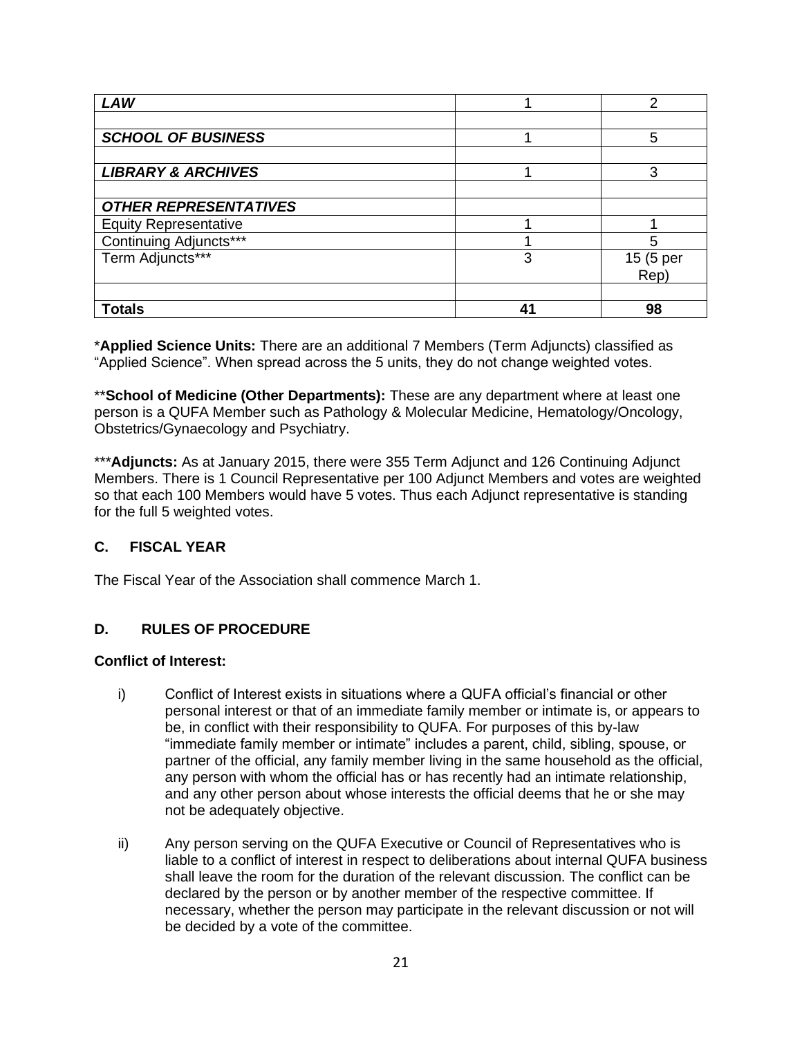| *LAW* | 1 | 2 |
|---|---|---|
| | | |
| ***SCHOOL OF BUSINESS*** | 1 | 5 |
| | | |
| ***LIBRARY & ARCHIVES*** | 1 | 3 |
| | | |
| ***OTHER REPRESENTATIVES*** | | |
| Equity Representative | 1 | 1 |
| Continuing Adjuncts*** | 1 | 5 |
| Term Adjuncts*** | 3 | 15 (5 per Rep) |
| | | |
| **Totals** | **41** | **98** |

***Applied Science Units:** There are an additional 7 Members (Term Adjuncts) classified as "Applied Science". When spread across the 5 units, they do not change weighted votes.

****School of Medicine (Other Departments):** These are any department where at least one person is a QUFA Member such as Pathology & Molecular Medicine, Hematology/Oncology, Obstetrics/Gynaecology and Psychiatry.

*****Adjuncts:** As at January 2015, there were 355 Term Adjunct and 126 Continuing Adjunct Members. There is 1 Council Representative per 100 Adjunct Members and votes are weighted so that each 100 Members would have 5 votes. Thus each Adjunct representative is standing for the full 5 weighted votes.

### C. FISCAL YEAR

The Fiscal Year of the Association shall commence March 1.

### D. RULES OF PROCEDURE

**Conflict of Interest:**

i) Conflict of Interest exists in situations where a QUFA official's financial or other personal interest or that of an immediate family member or intimate is, or appears to be, in conflict with their responsibility to QUFA. For purposes of this by-law "immediate family member or intimate" includes a parent, child, sibling, spouse, or partner of the official, any family member living in the same household as the official, any person with whom the official has or has recently had an intimate relationship, and any other person about whose interests the official deems that he or she may not be adequately objective.

ii) Any person serving on the QUFA Executive or Council of Representatives who is liable to a conflict of interest in respect to deliberations about internal QUFA business shall leave the room for the duration of the relevant discussion. The conflict can be declared by the person or by another member of the respective committee. If necessary, whether the person may participate in the relevant discussion or not will be decided by a vote of the committee.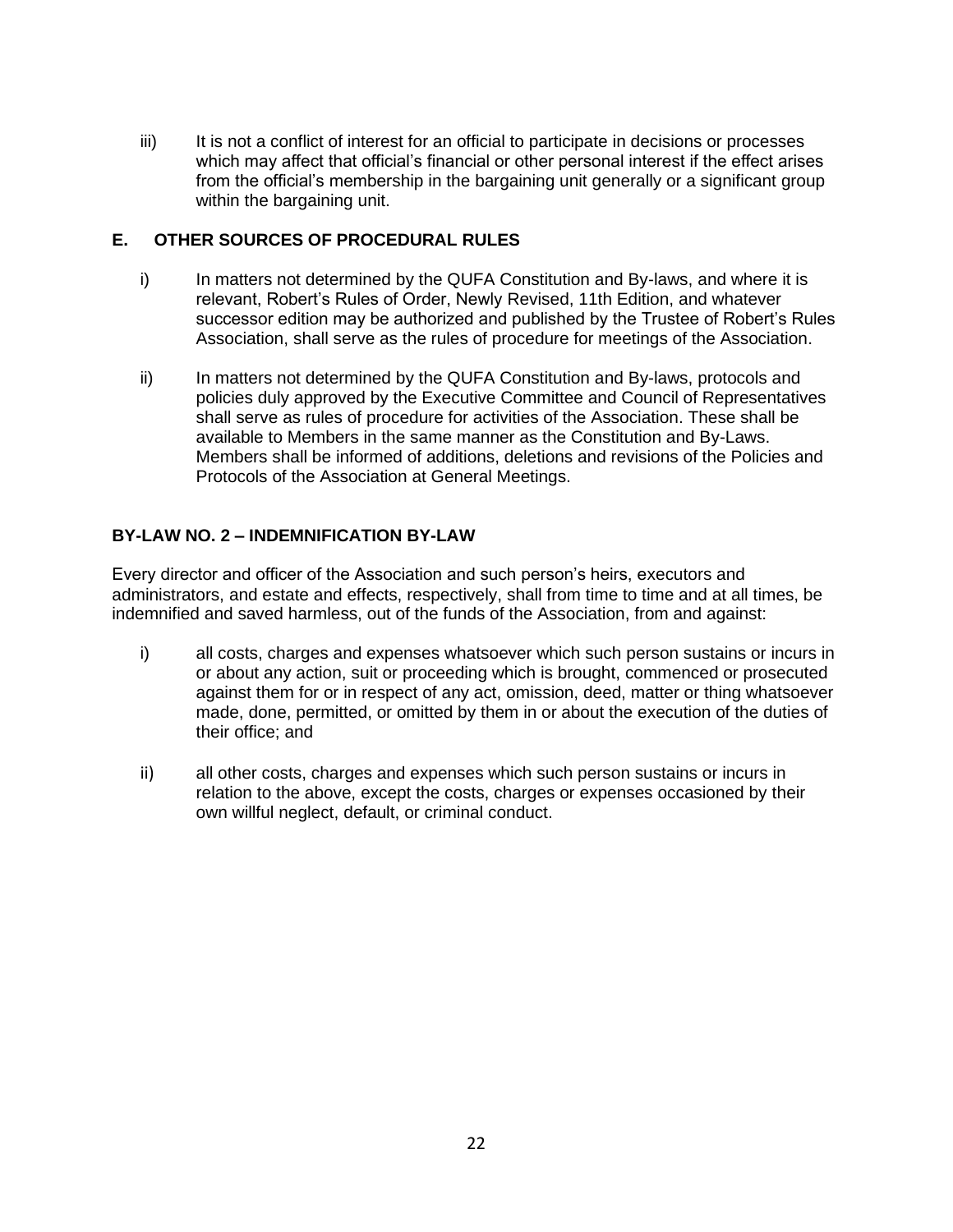iii) It is not a conflict of interest for an official to participate in decisions or processes which may affect that official's financial or other personal interest if the effect arises from the official's membership in the bargaining unit generally or a significant group within the bargaining unit.

### E. OTHER SOURCES OF PROCEDURAL RULES

i) In matters not determined by the QUFA Constitution and By-laws, and where it is relevant, Robert's Rules of Order, Newly Revised, 11th Edition, and whatever successor edition may be authorized and published by the Trustee of Robert's Rules Association, shall serve as the rules of procedure for meetings of the Association.

ii) In matters not determined by the QUFA Constitution and By-laws, protocols and policies duly approved by the Executive Committee and Council of Representatives shall serve as rules of procedure for activities of the Association. These shall be available to Members in the same manner as the Constitution and By-Laws. Members shall be informed of additions, deletions and revisions of the Policies and Protocols of the Association at General Meetings.

## BY-LAW NO. 2 – INDEMNIFICATION BY-LAW

Every director and officer of the Association and such person's heirs, executors and administrators, and estate and effects, respectively, shall from time to time and at all times, be indemnified and saved harmless, out of the funds of the Association, from and against:

i) all costs, charges and expenses whatsoever which such person sustains or incurs in or about any action, suit or proceeding which is brought, commenced or prosecuted against them for or in respect of any act, omission, deed, matter or thing whatsoever made, done, permitted, or omitted by them in or about the execution of the duties of their office; and

ii) all other costs, charges and expenses which such person sustains or incurs in relation to the above, except the costs, charges or expenses occasioned by their own willful neglect, default, or criminal conduct.